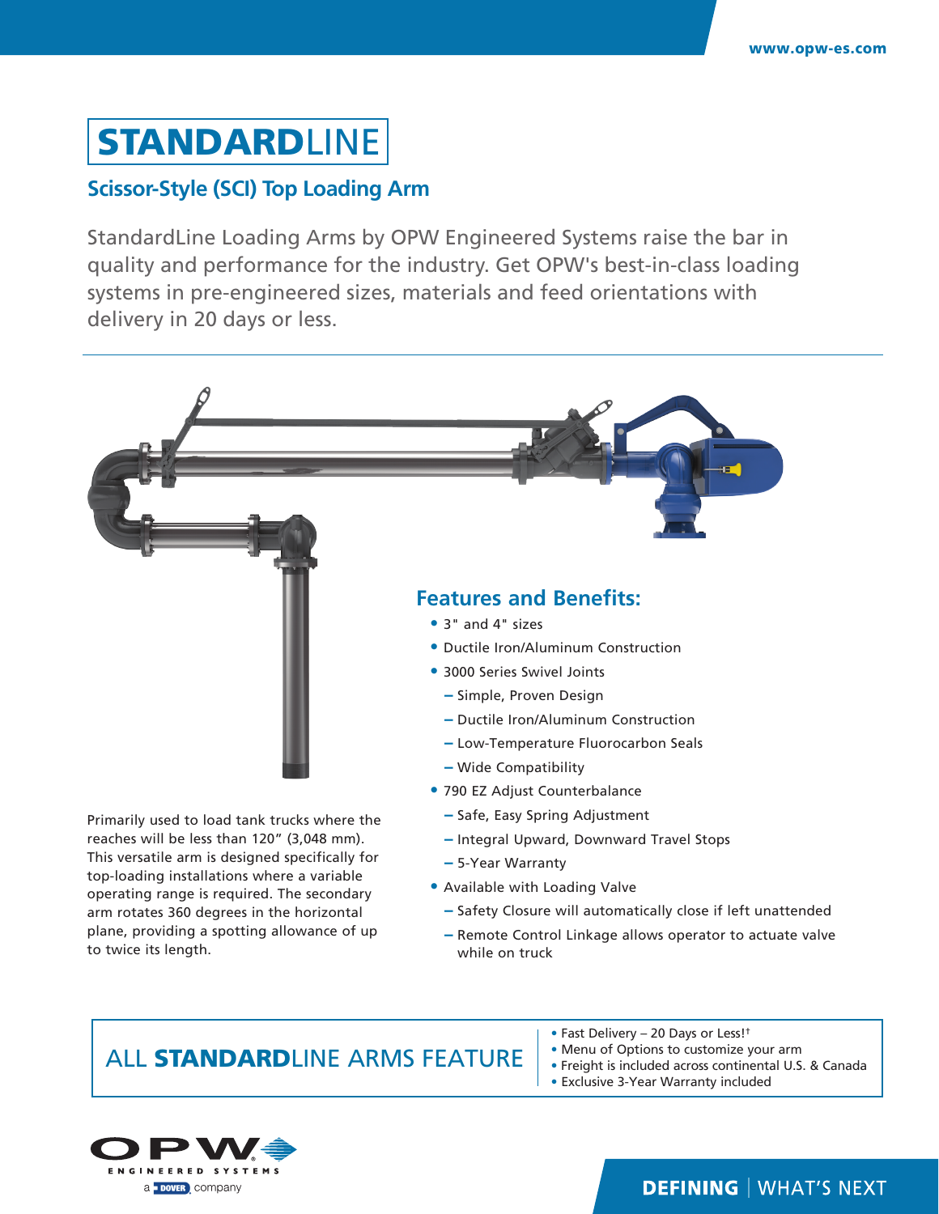# STANDARDLINE

## Scissor-Style (SCI) Top Loading Arm

StandardLine Loading Arms by OPW Engineered Systems raise the bar in quality and performance for the industry. Get OPW's best-in-class loading systems in pre-engineered sizes, materials and feed orientations with delivery in 20 days or less.

Primarily used to load tank trucks where the reaches will be less than 120" (3,048 mm). This versatile arm is designed specifically for top-loading installations where a variable operating range is required. The secondary arm rotates 360 degrees in the horizontal plane, providing a spotting allowance of up to twice its length.

### Features and Benefits:

- 3" and 4" sizes
- Ductile Iron/Aluminum Construction
- 3000 Series Swivel Joints
  - Simple, Proven Design
  - Ductile Iron/Aluminum Construction
  - Low-Temperature Fluorocarbon Seals
  - Wide Compatibility
- 790 EZ Adjust Counterbalance
  - Safe, Easy Spring Adjustment
  - Integral Upward, Downward Travel Stops
  - 5-Year Warranty
- Available with Loading Valve
  - Safety Closure will automatically close if left unattended
  - Remote Control Linkage allows operator to actuate valve while on truck

### ALL STANDARDLINE ARMS FEATURE

- Fast Delivery – 20 Days or Less!†
- Menu of Options to customize your arm
- Freight is included across continental U.S. & Canada
- Exclusive 3-Year Warranty included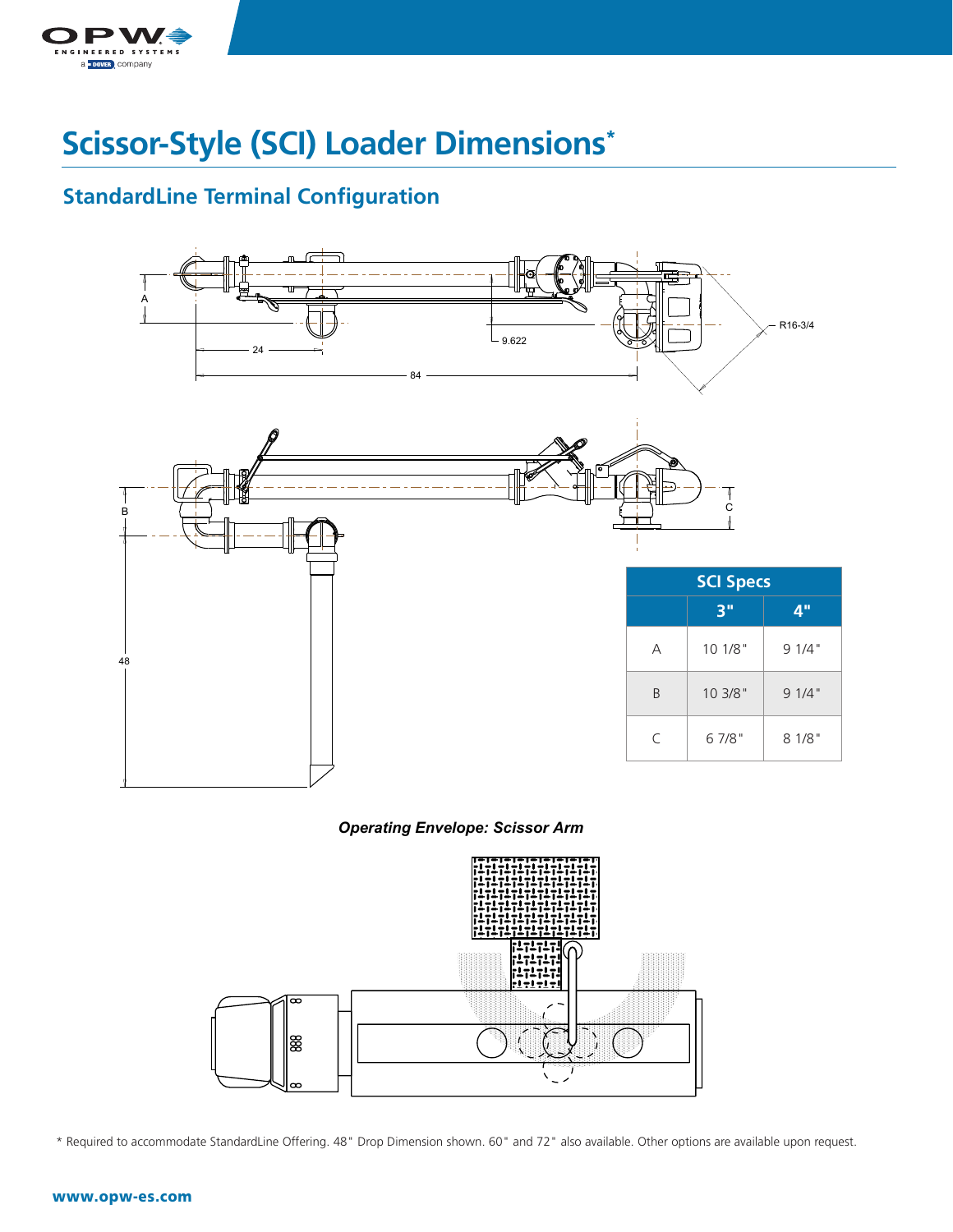# Scissor-Style (SCI) Loader Dimensions*

## StandardLine Terminal Configuration

| SCI Specs | | |
|---|---|---|
| | 3" | 4" |
| A | 10 1/8" | 9 1/4" |
| B | 10 3/8" | 9 1/4" |
| C | 6 7/8" | 8 1/8" |

***Operating Envelope: Scissor Arm***

* Required to accommodate StandardLine Offering. 48" Drop Dimension shown. 60" and 72" also available. Other options are available upon request.

**www.opw-es.com**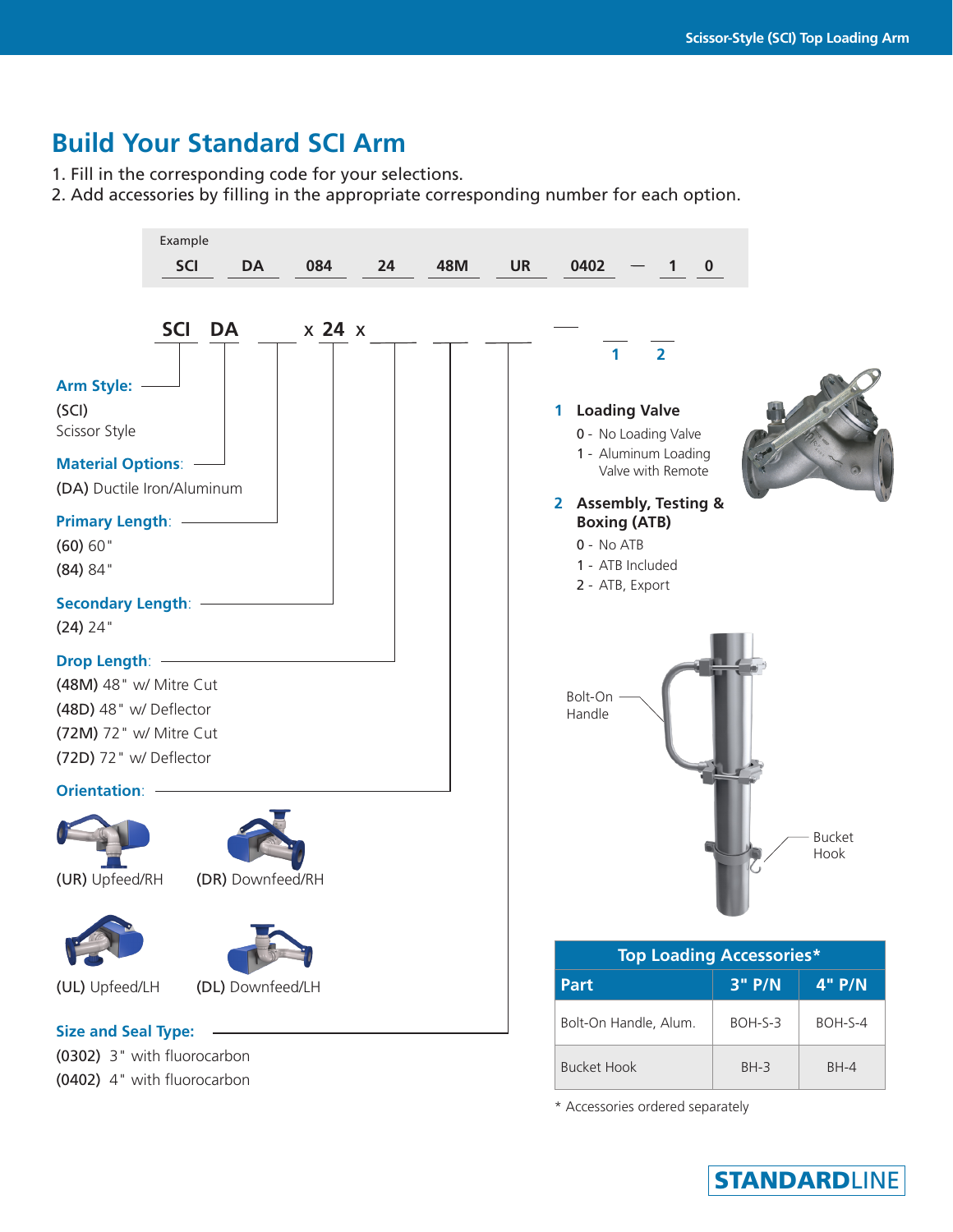# Build Your Standard SCI Arm

1. Fill in the corresponding code for your selections.
2. Add accessories by filling in the appropriate corresponding number for each option.

Example

| SCI | DA | 084 | 24 | 48M | UR | 0402 | — | 1 | 0 |
|---|---|---|---|---|---|---|---|---|---|

**SCI DA** ____ x **24** x ____ ____ ____ — ____ ____
1 2

**Arm Style:**
(SCI) Scissor Style

**Material Options:**
(DA) Ductile Iron/Aluminum

**Primary Length:**
(60) 60"
(84) 84"

**Secondary Length:**
(24) 24"

**Drop Length:**
(48M) 48" w/ Mitre Cut
(48D) 48" w/ Deflector
(72M) 72" w/ Mitre Cut
(72D) 72" w/ Deflector

**Orientation:**
(UR) Upfeed/RH
(DR) Downfeed/RH
(UL) Upfeed/LH
(DL) Downfeed/LH

**Size and Seal Type:**
(0302) 3" with fluorocarbon
(0402) 4" with fluorocarbon

**1 Loading Valve**
0 - No Loading Valve
1 - Aluminum Loading Valve with Remote

**2 Assembly, Testing & Boxing (ATB)**
0 - No ATB
1 - ATB Included
2 - ATB, Export

Bolt-On Handle

Bucket Hook

| Top Loading Accessories* | | |
|---|---|---|
| **Part** | **3" P/N** | **4" P/N** |
| Bolt-On Handle, Alum. | BOH-S-3 | BOH-S-4 |
| Bucket Hook | BH-3 | BH-4 |

* Accessories ordered separately

STANDARDLINE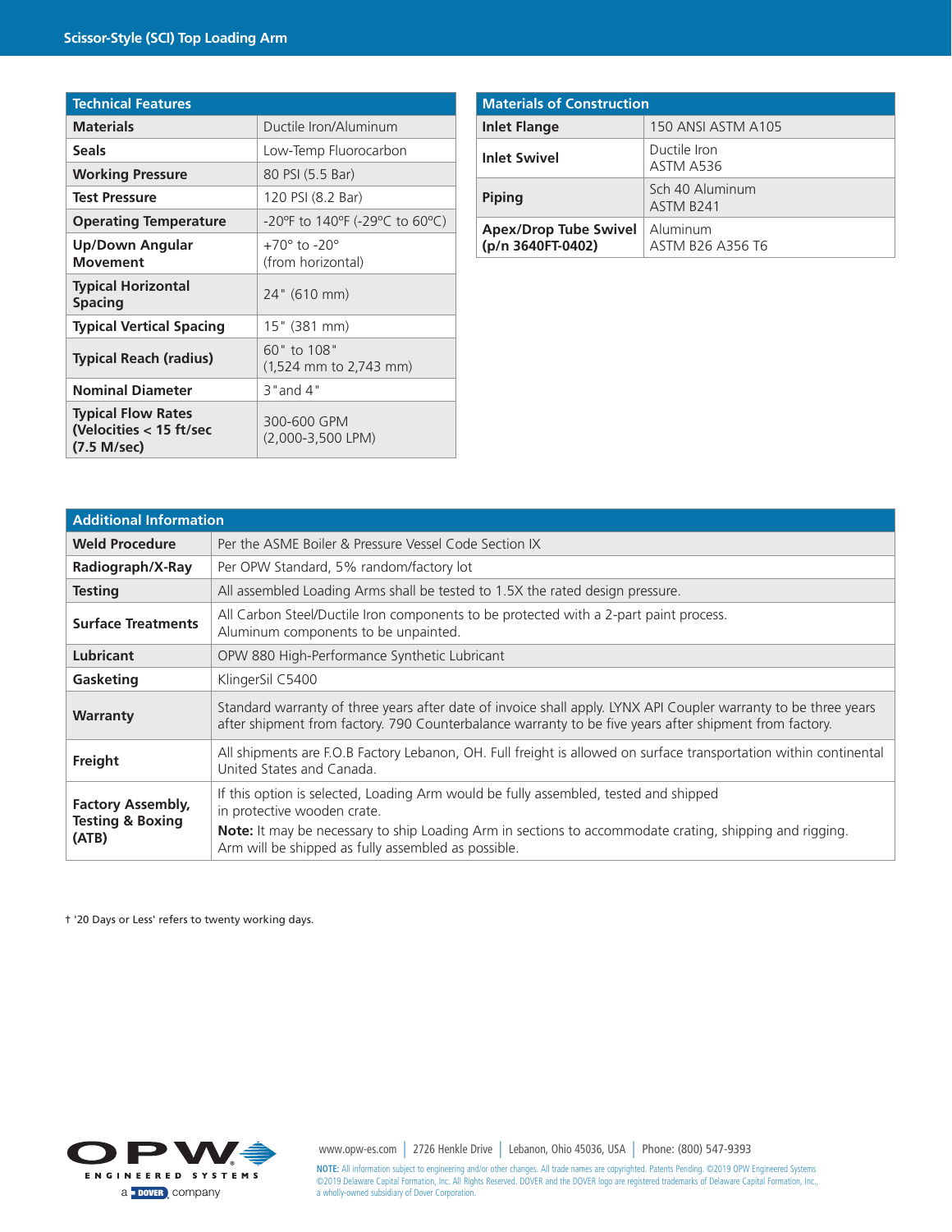## Technical Features

| Technical Features | |
|---|---|
| **Materials** | Ductile Iron/Aluminum |
| **Seals** | Low-Temp Fluorocarbon |
| **Working Pressure** | 80 PSI (5.5 Bar) |
| **Test Pressure** | 120 PSI (8.2 Bar) |
| **Operating Temperature** | -20ºF to 140ºF (-29ºC to 60ºC) |
| **Up/Down Angular Movement** | +70° to -20° (from horizontal) |
| **Typical Horizontal Spacing** | 24" (610 mm) |
| **Typical Vertical Spacing** | 15" (381 mm) |
| **Typical Reach (radius)** | 60" to 108" (1,524 mm to 2,743 mm) |
| **Nominal Diameter** | 3"and 4" |
| **Typical Flow Rates (Velocities < 15 ft/sec (7.5 M/sec)** | 300-600 GPM (2,000-3,500 LPM) |

## Materials of Construction

| Materials of Construction | |
|---|---|
| **Inlet Flange** | 150 ANSI ASTM A105 |
| **Inlet Swivel** | Ductile Iron ASTM A536 |
| **Piping** | Sch 40 Aluminum ASTM B241 |
| **Apex/Drop Tube Swivel (p/n 3640FT-0402)** | Aluminum ASTM B26 A356 T6 |

## Additional Information

| Additional Information | |
|---|---|
| **Weld Procedure** | Per the ASME Boiler & Pressure Vessel Code Section IX |
| **Radiograph/X-Ray** | Per OPW Standard, 5% random/factory lot |
| **Testing** | All assembled Loading Arms shall be tested to 1.5X the rated design pressure. |
| **Surface Treatments** | All Carbon Steel/Ductile Iron components to be protected with a 2-part paint process. Aluminum components to be unpainted. |
| **Lubricant** | OPW 880 High-Performance Synthetic Lubricant |
| **Gasketing** | KlingerSil C5400 |
| **Warranty** | Standard warranty of three years after date of invoice shall apply. LYNX API Coupler warranty to be three years after shipment from factory. 790 Counterbalance warranty to be five years after shipment from factory. |
| **Freight** | All shipments are F.O.B Factory Lebanon, OH. Full freight is allowed on surface transportation within continental United States and Canada. |
| **Factory Assembly, Testing & Boxing (ATB)** | If this option is selected, Loading Arm would be fully assembled, tested and shipped in protective wooden crate. **Note:** It may be necessary to ship Loading Arm in sections to accommodate crating, shipping and rigging. Arm will be shipped as fully assembled as possible. |

† '20 Days or Less' refers to twenty working days.

OPW ENGINEERED SYSTEMS
a DOVER company

www.opw-es.com | 2726 Henkle Drive | Lebanon, Ohio 45036, USA | Phone: (800) 547-9393

NOTE: All information subject to engineering and/or other changes. All trade names are copyrighted. Patents Pending. ©2019 OPW Engineered Systems ©2019 Delaware Capital Formation, Inc. All Rights Reserved. DOVER and the DOVER logo are registered trademarks of Delaware Capital Formation, Inc., a wholly-owned subsidiary of Dover Corporation.